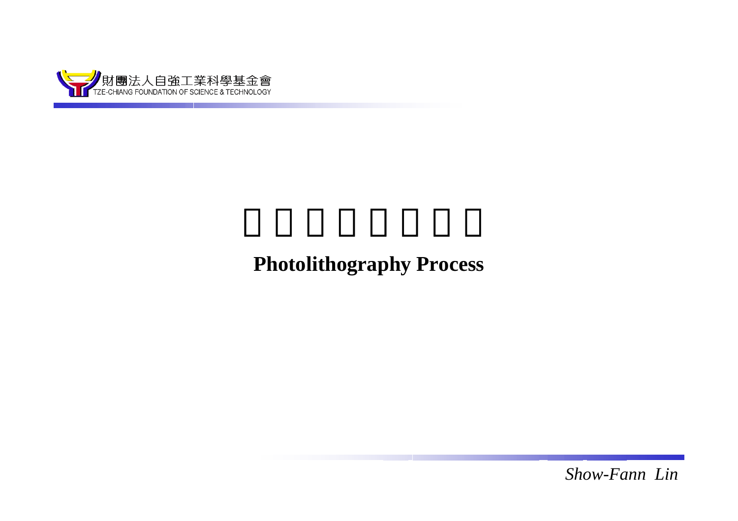# Photolithography Process

*Show-Fann Lin*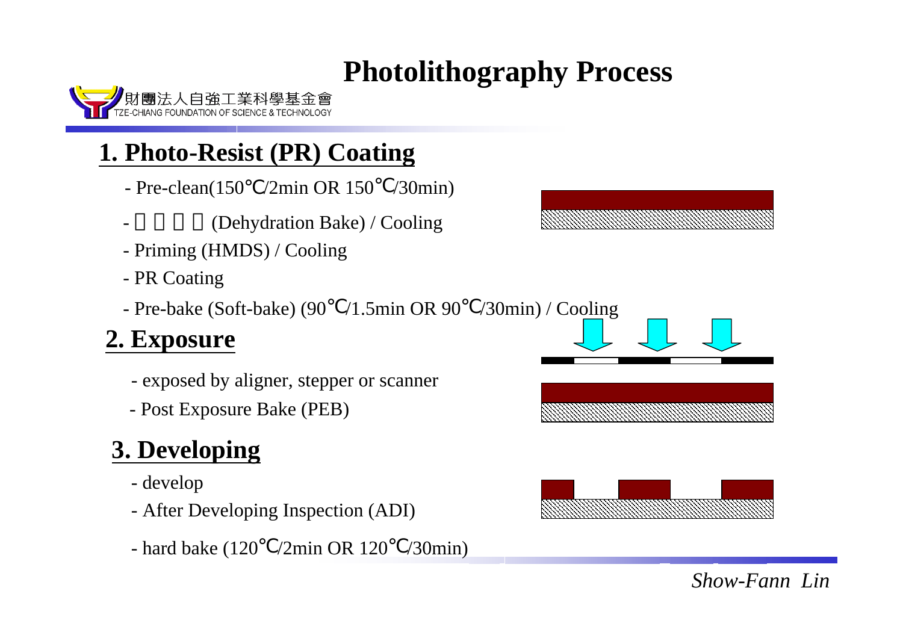# Photolithography Process

財團法人自強工業科學基金會
TZE-CHIANG FOUNDATION OF SCIENCE & TECHNOLOGY

## 1. Photo-Resist (PR) Coating

- Pre-clean(150℃/2min OR 150℃/30min)
- □ □ □ □ (Dehydration Bake) / Cooling
- Priming (HMDS) / Cooling
- PR Coating
- Pre-bake (Soft-bake) (90℃/1.5min OR 90℃/30min) / Cooling

## 2. Exposure

- exposed by aligner, stepper or scanner
- Post Exposure Bake (PEB)

## 3. Developing

- develop
- After Developing Inspection (ADI)
- hard bake (120℃/2min OR 120℃/30min)

*Show-Fann Lin*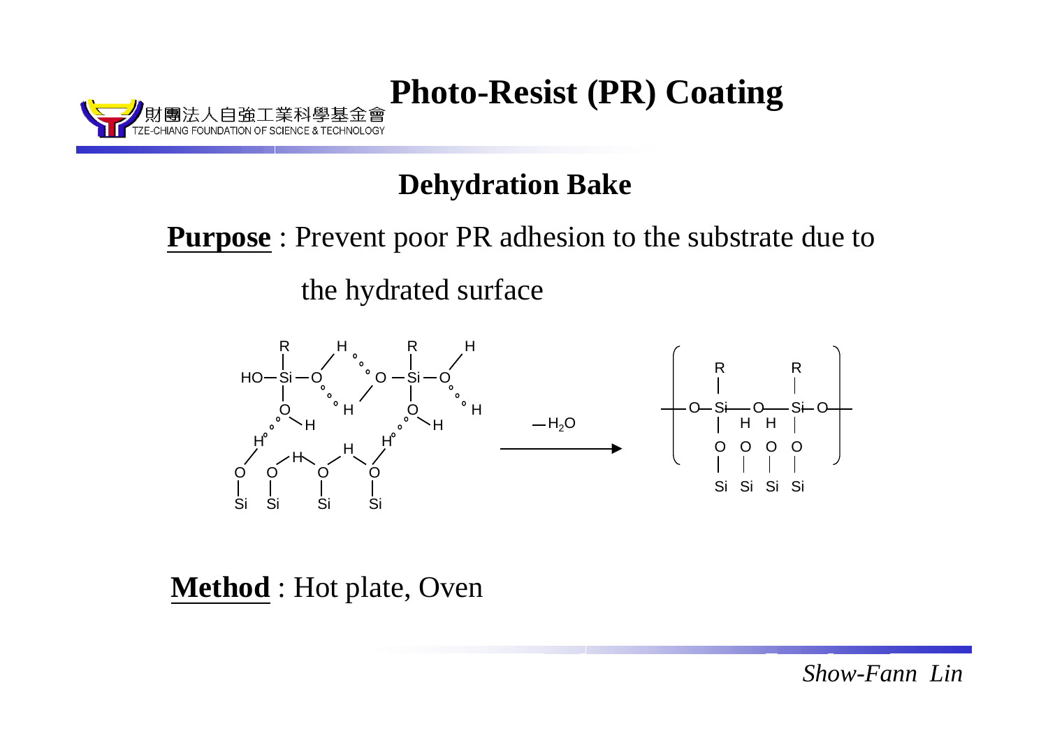# Photo-Resist (PR) Coating

## Dehydration Bake

**Purpose** : Prevent poor PR adhesion to the substrate due to the hydrated surface

$-H_2O$

**Method** : Hot plate, Oven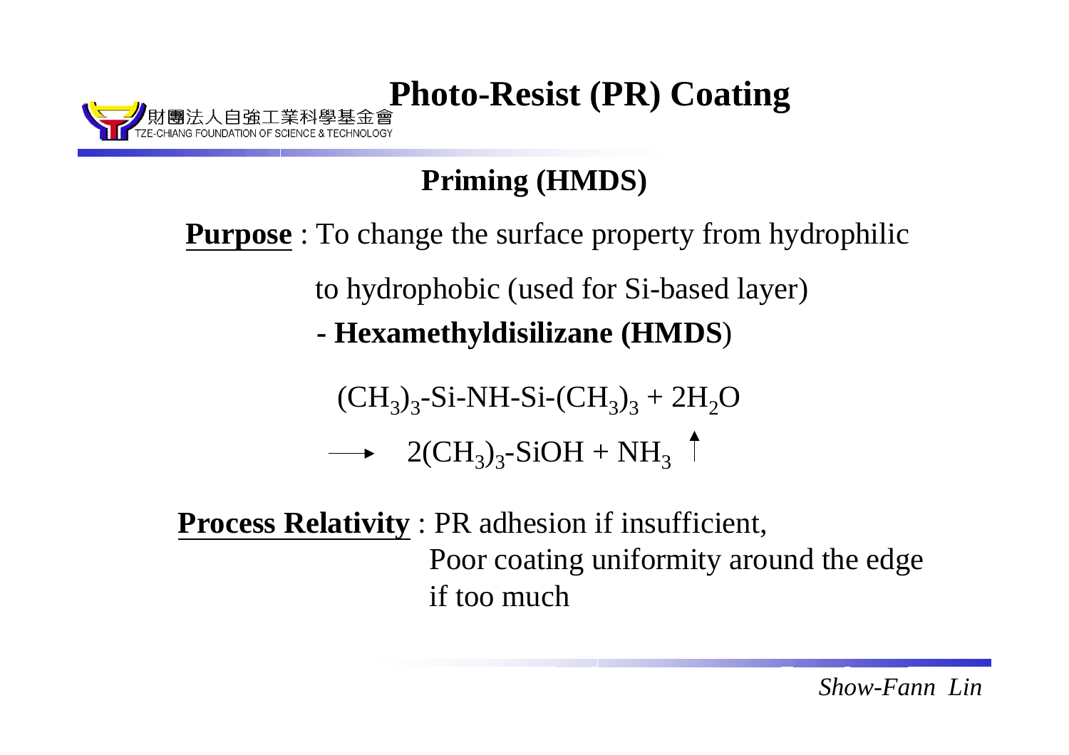# Photo-Resist (PR) Coating

## Priming (HMDS)

**Purpose** : To change the surface property from hydrophilic to hydrophobic (used for Si-based layer)

**- Hexamethyldisilizane (HMDS)**

$$(CH_3)_3\text{-Si-NH-Si-}(CH_3)_3 + 2H_2O \longrightarrow 2(CH_3)_3\text{-SiOH} + NH_3 \uparrow$$

**Process Relativity** : PR adhesion if insufficient,
Poor coating uniformity around the edge if too much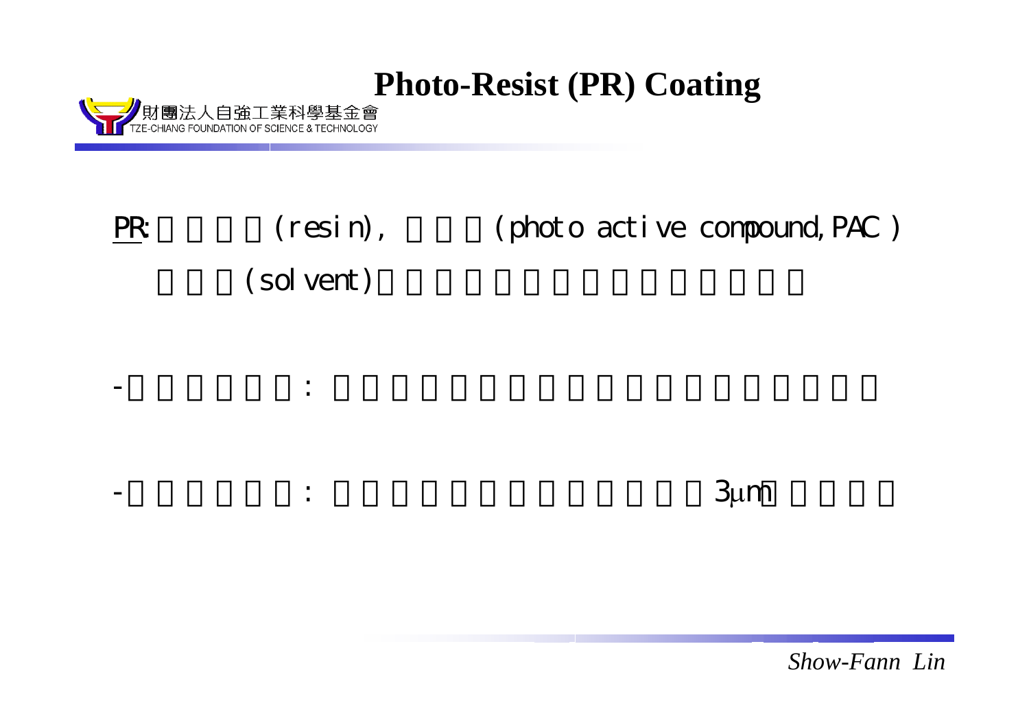# Photo-Resist (PR) Coating

PR: (resin), (photo active compound, PAC)

(solvent)

- :

- : 3$\mu$m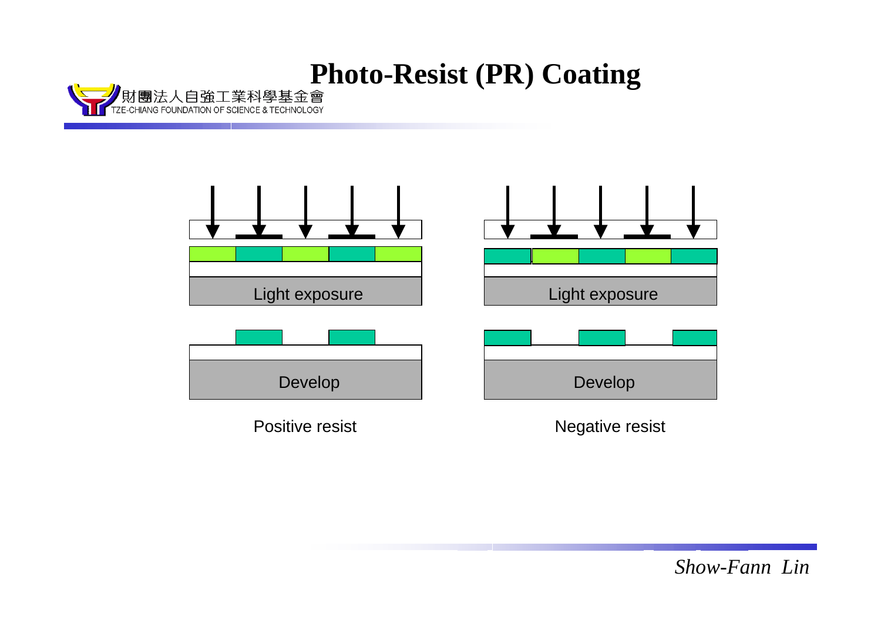# Photo-Resist (PR) Coating

Light exposure

Develop

Positive resist

Light exposure

Develop

Negative resist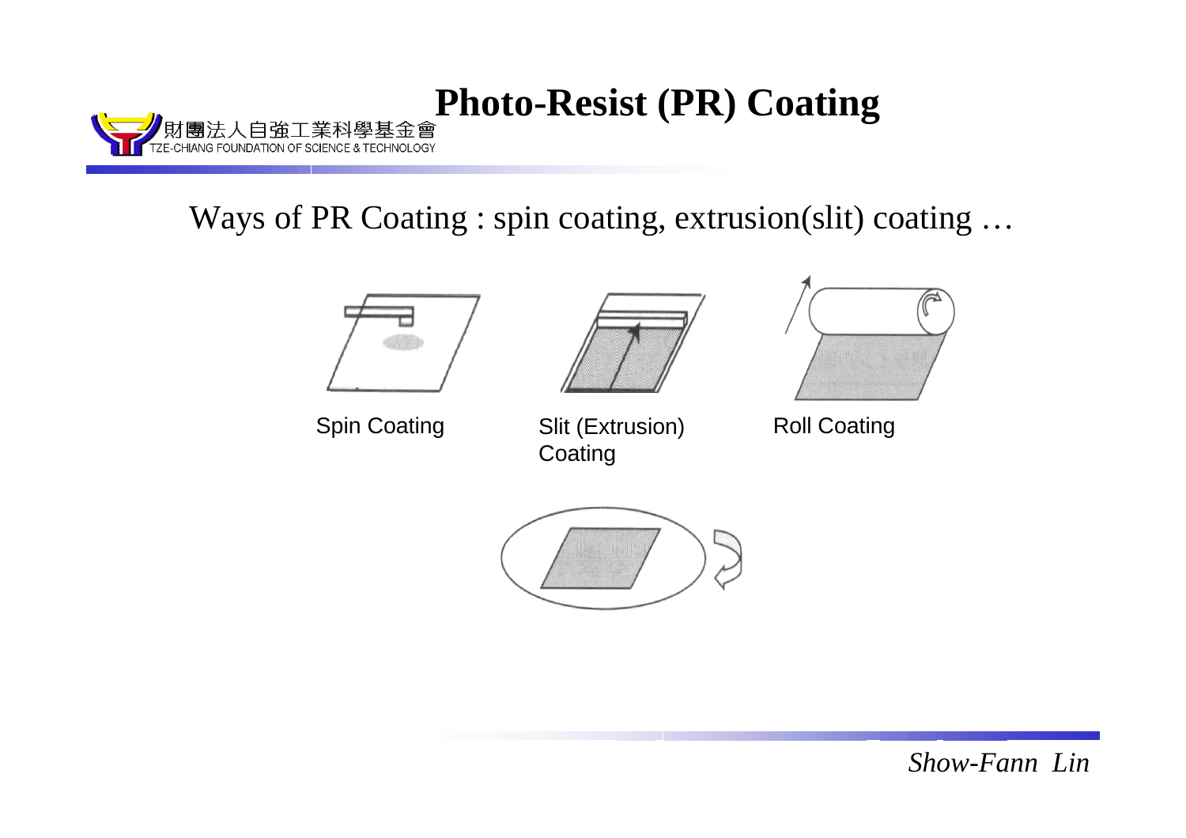# Photo-Resist (PR) Coating

Ways of PR Coating : spin coating, extrusion(slit) coating …

Spin Coating

Slit (Extrusion) Coating

Roll Coating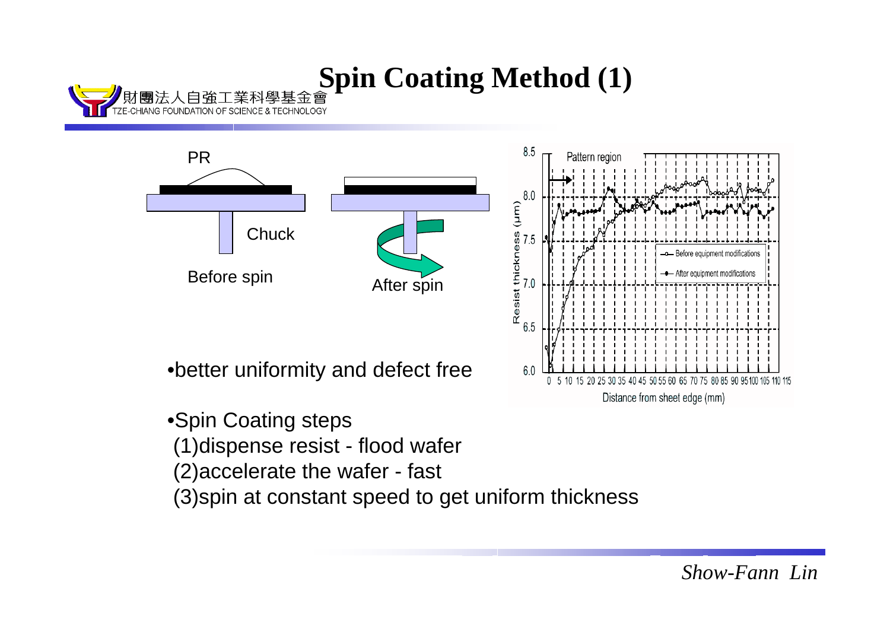# Spin Coating Method (1)

PR

Chuck

Before spin

After spin

- better uniformity and defect free

- Spin Coating steps
  (1)dispense resist - flood wafer
  (2)accelerate the wafer - fast
  (3)spin at constant speed to get uniform thickness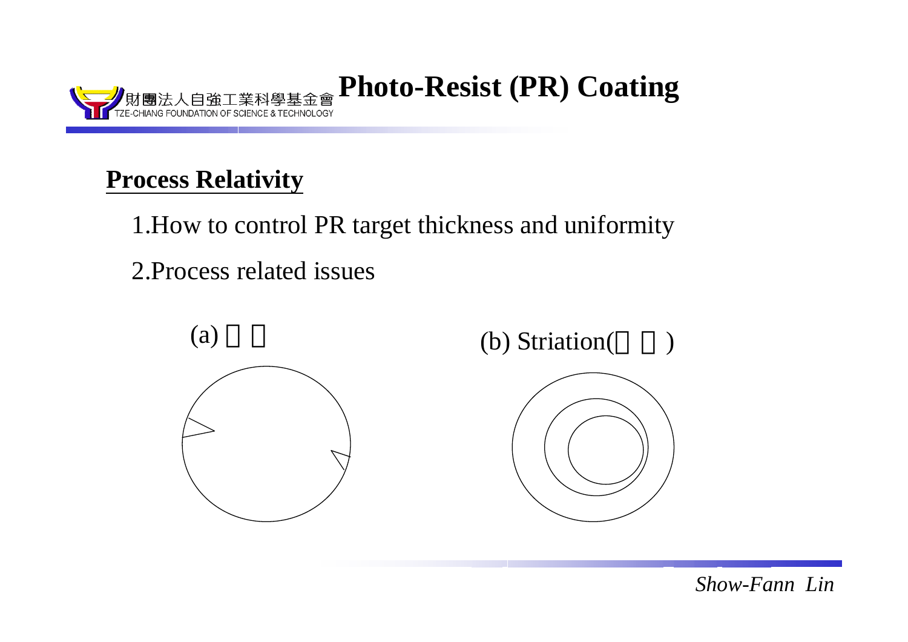# Photo-Resist (PR) Coating

## Process Relativity

1. How to control PR target thickness and uniformity
2. Process related issues

(a) □ □

(b) Striation(□ □)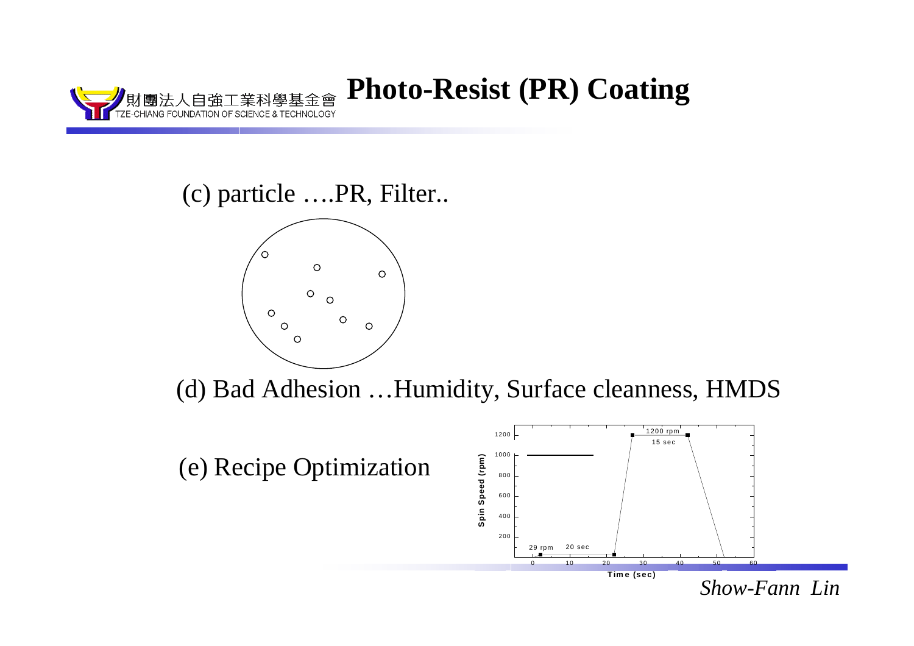# Photo-Resist (PR) Coating

(c) particle ….PR, Filter..

(d) Bad Adhesion …Humidity, Surface cleanness, HMDS

(e) Recipe Optimization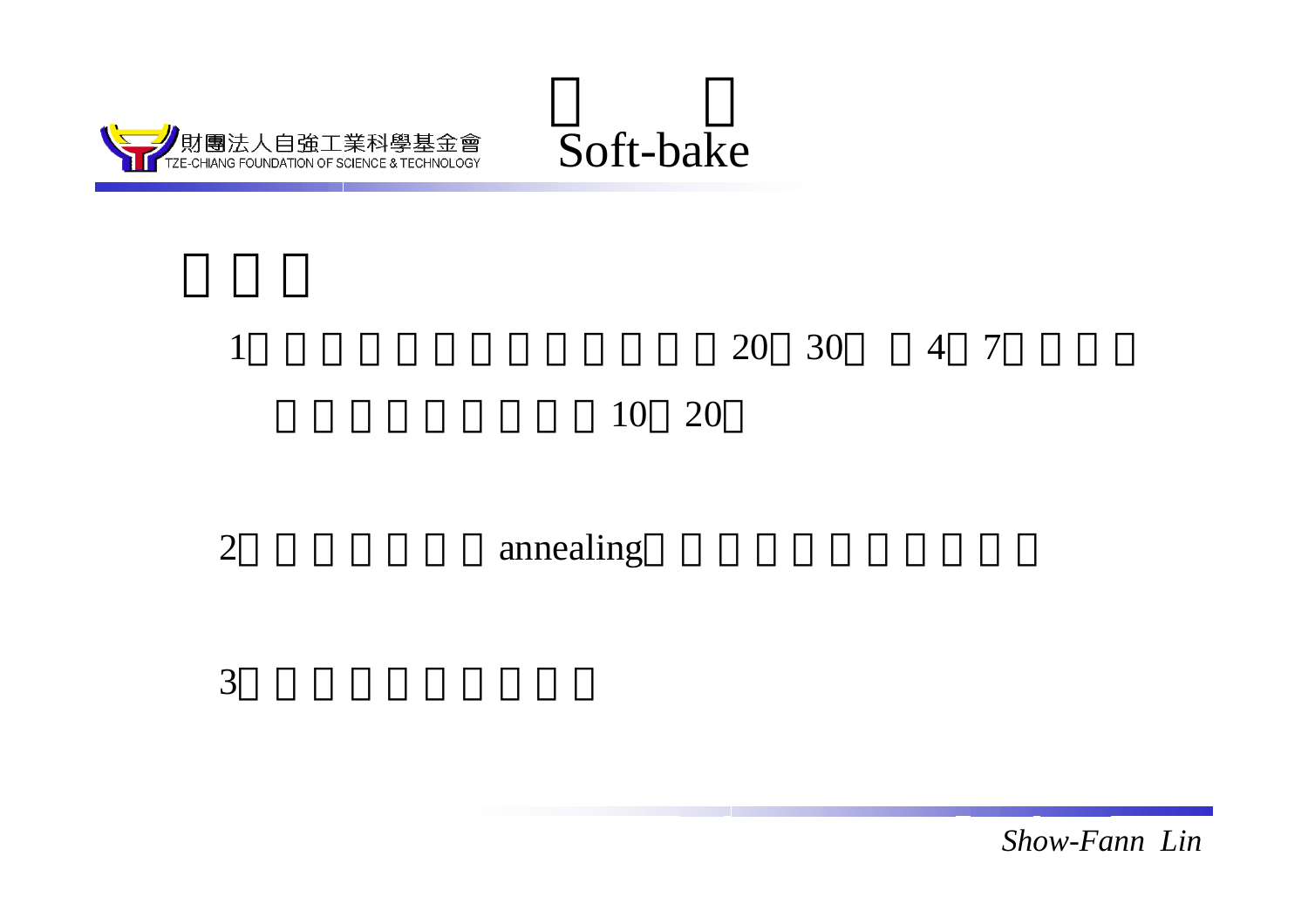# □ □ Soft-bake

## □□□

1□□□□□□□□□□□□20□30□ □4□7□□□□
□□□□□□□□□10□20□

2□□□□□□□annealing□□□□□□□□□□

3□□□□□□□□□□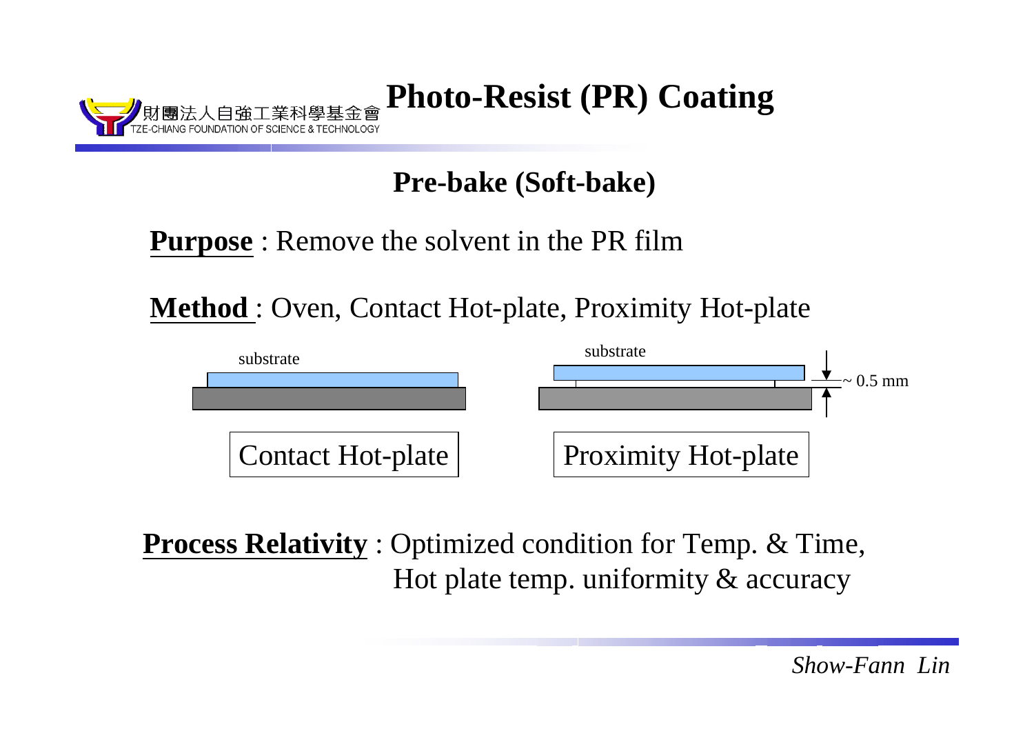# Photo-Resist (PR) Coating

## Pre-bake (Soft-bake)

**Purpose** : Remove the solvent in the PR film

**Method** : Oven, Contact Hot-plate, Proximity Hot-plate

substrate

Contact Hot-plate

substrate

~ 0.5 mm

Proximity Hot-plate

**Process Relativity** : Optimized condition for Temp. & Time,
Hot plate temp. uniformity & accuracy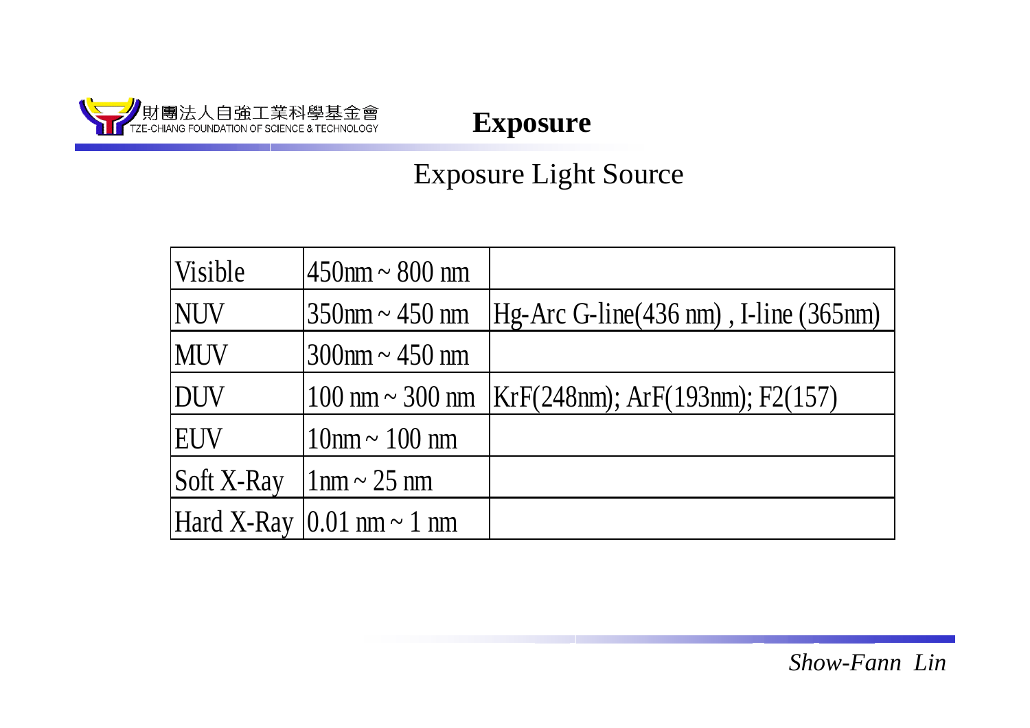# Exposure

## Exposure Light Source

| Visible | 450nm ~ 800 nm | |
|---|---|---|
| NUV | 350nm ~ 450 nm | Hg-Arc G-line(436 nm) , I-line (365nm) |
| MUV | 300nm ~ 450 nm | |
| DUV | 100 nm ~ 300 nm | KrF(248nm); ArF(193nm); F2(157) |
| EUV | 10nm ~ 100 nm | |
| Soft X-Ray | 1nm ~ 25 nm | |
| Hard X-Ray | 0.01 nm ~ 1 nm | |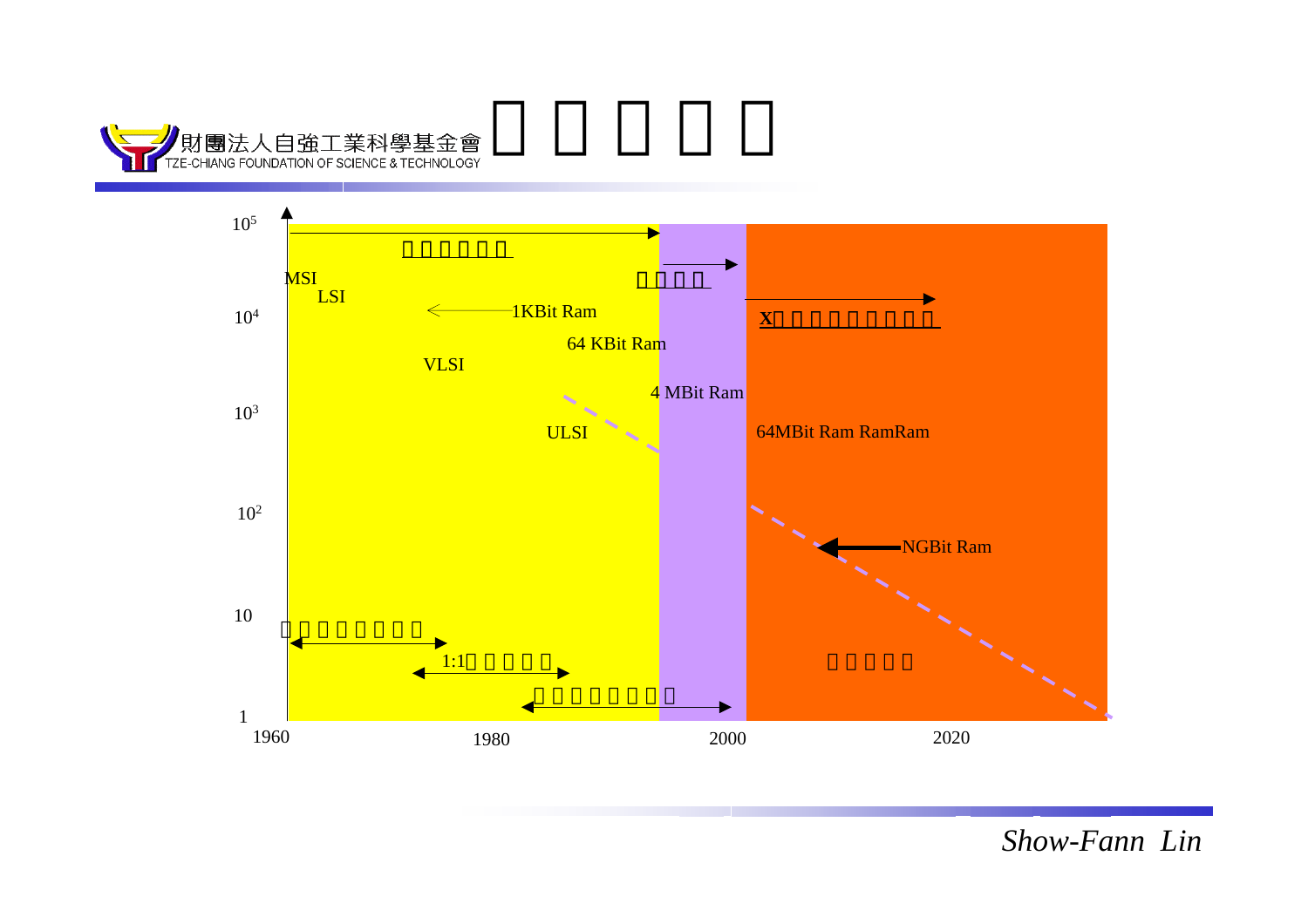財團法人自強工業科學基金會
TZE-CHIANG FOUNDATION OF SCIENCE & TECHNOLOGY

# □ □ □ □ □

$10^5$

□□□□□□

□□□□

MSI

LSI

1KBit Ram

$10^4$

X□□□□□□□□□

64 KBit Ram

VLSI

4 MBit Ram

$10^3$

ULSI

64MBit Ram RamRam

$10^2$

NGBit Ram

10

□□□□□□□□

1:1□□□□□

□□□□□

□□□□□□□□

1

1960 1980 2000 2020

*Show-Fann Lin*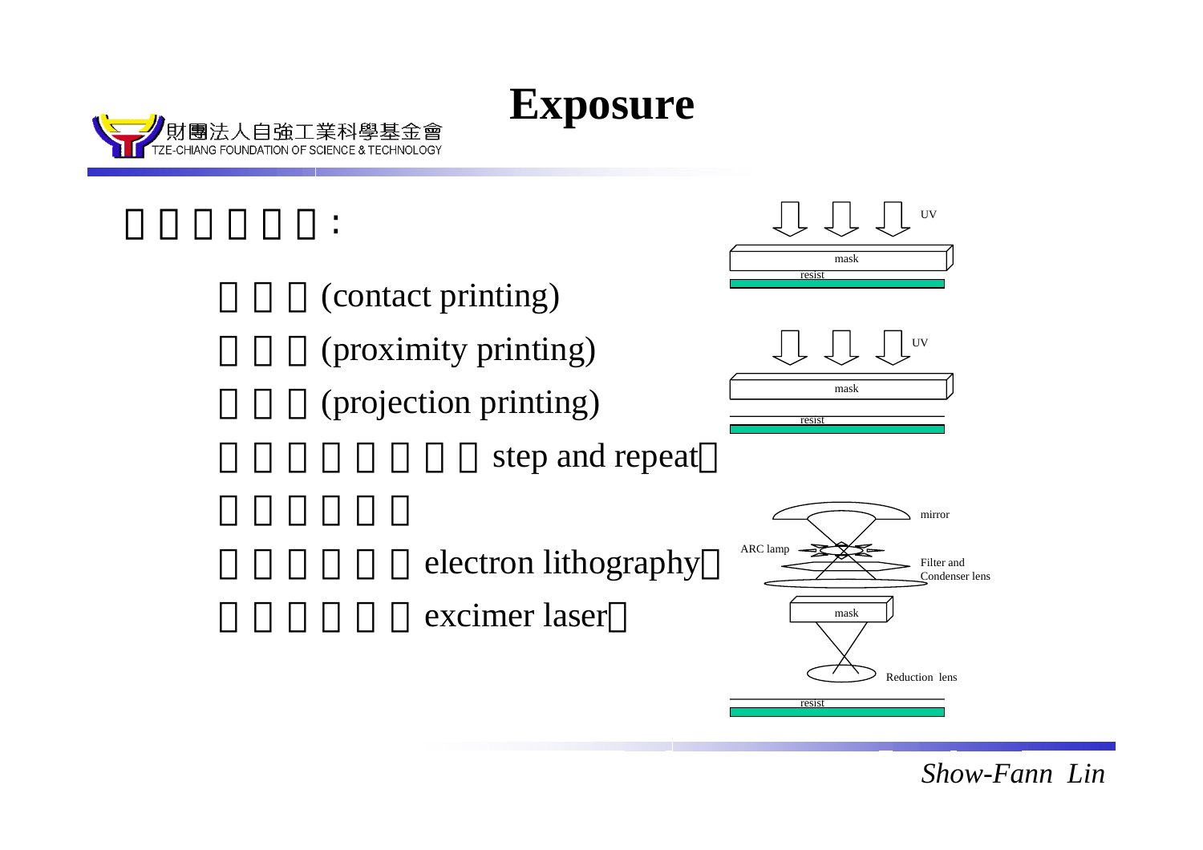# Exposure

□□□□□□:

- □□□(contact printing)
- □□□(proximity printing)
- □□□(projection printing)
- □□□□□□□□step and repeat□
- □□□□□□
- □□□□□□electron lithography□
- □□□□□□excimer laser□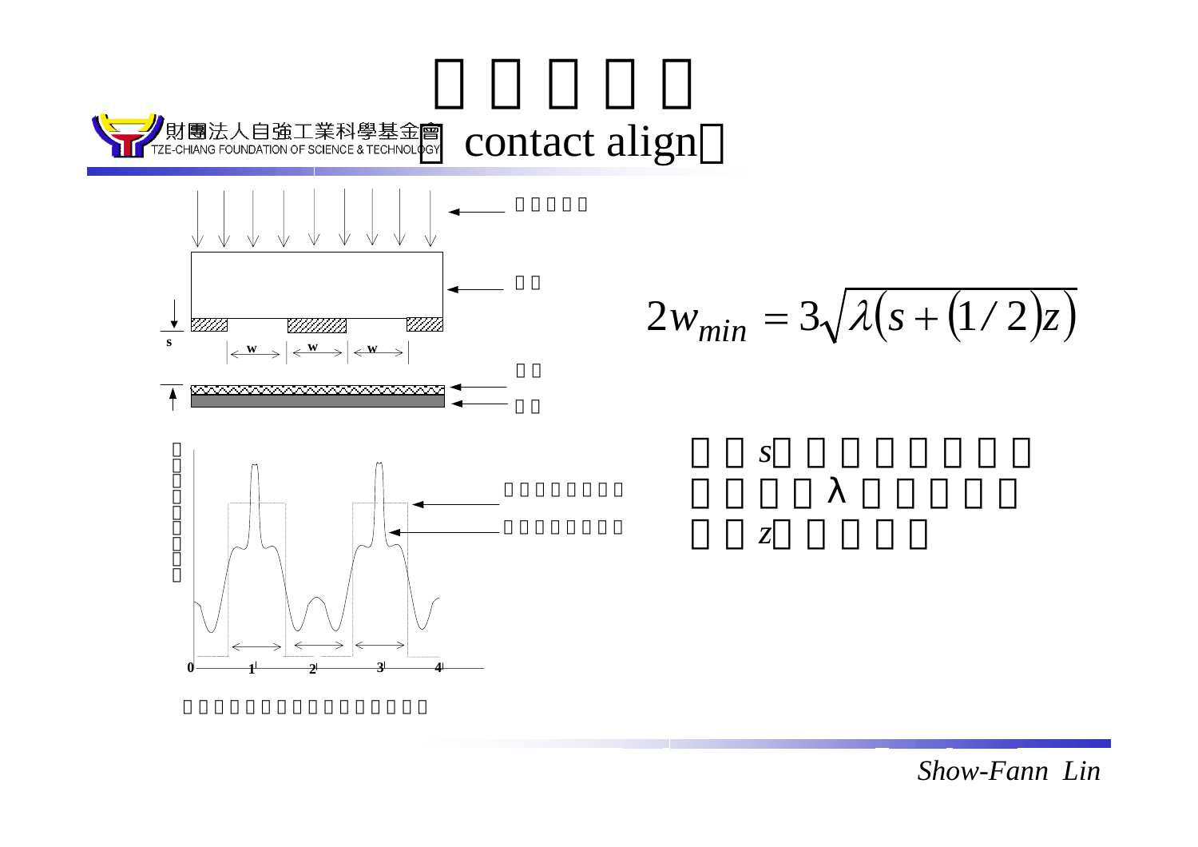# □□□□□

## □ contact align□

$$2w_{min} = 3\sqrt{\lambda\left(s + \left(1/2\right)z\right)}$$

□□$s$□□□□□□□
□□□□λ□□□□□
□□$z$□□□□□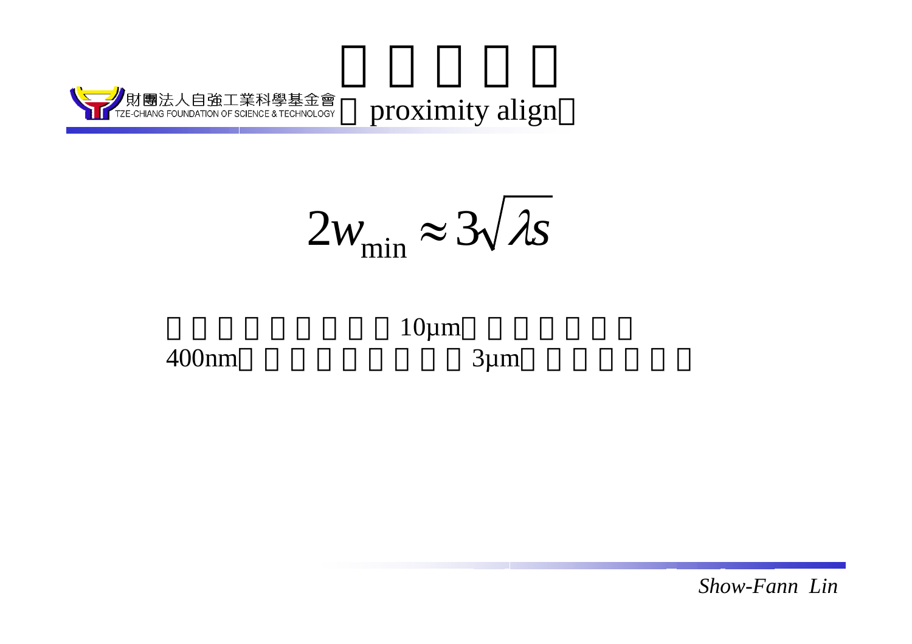# （proximity align）

$$2w_{\min} \approx 3\sqrt{\lambda s}$$

10μm

400nm 3μm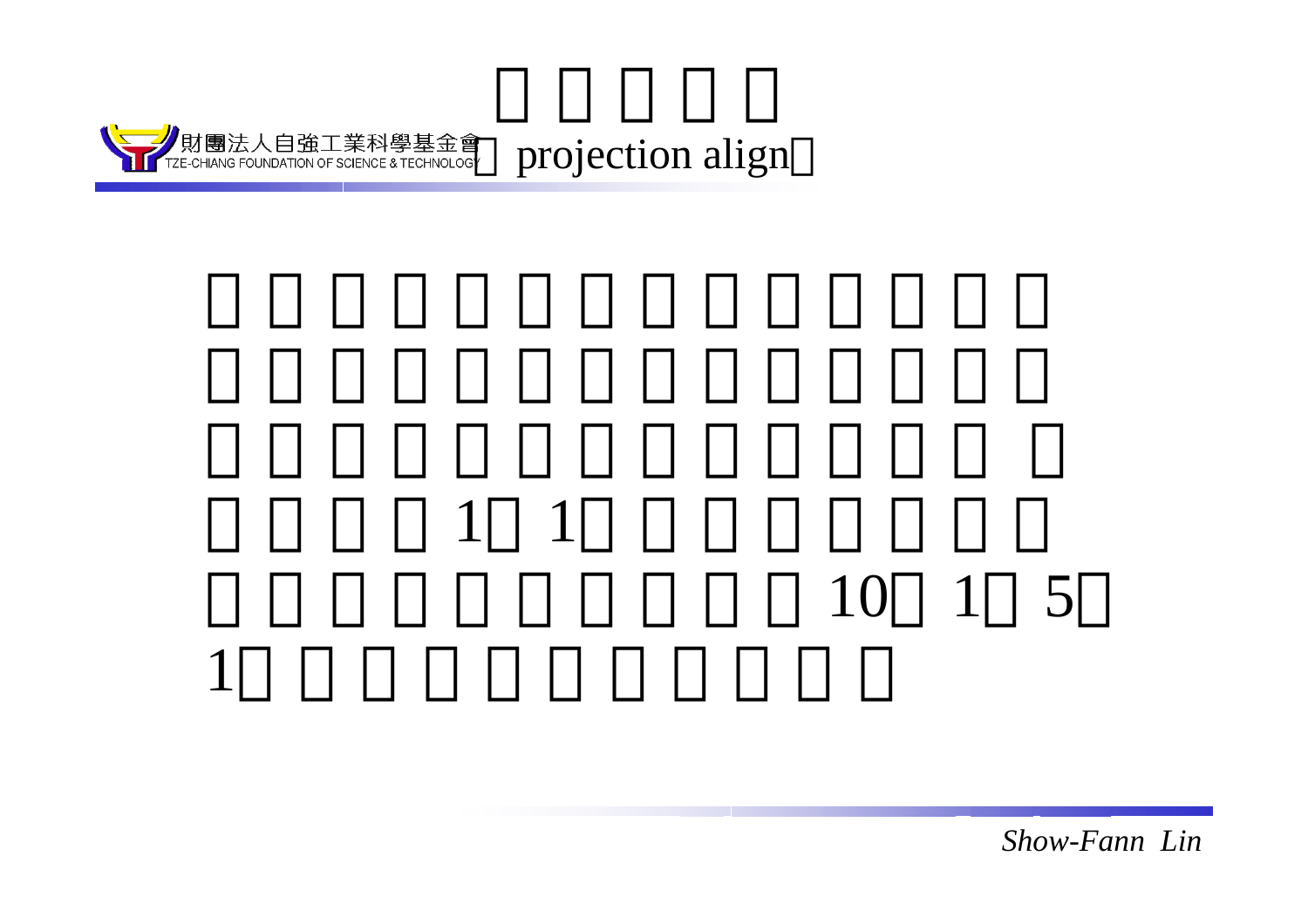# projection align

1 1

10 1 5

1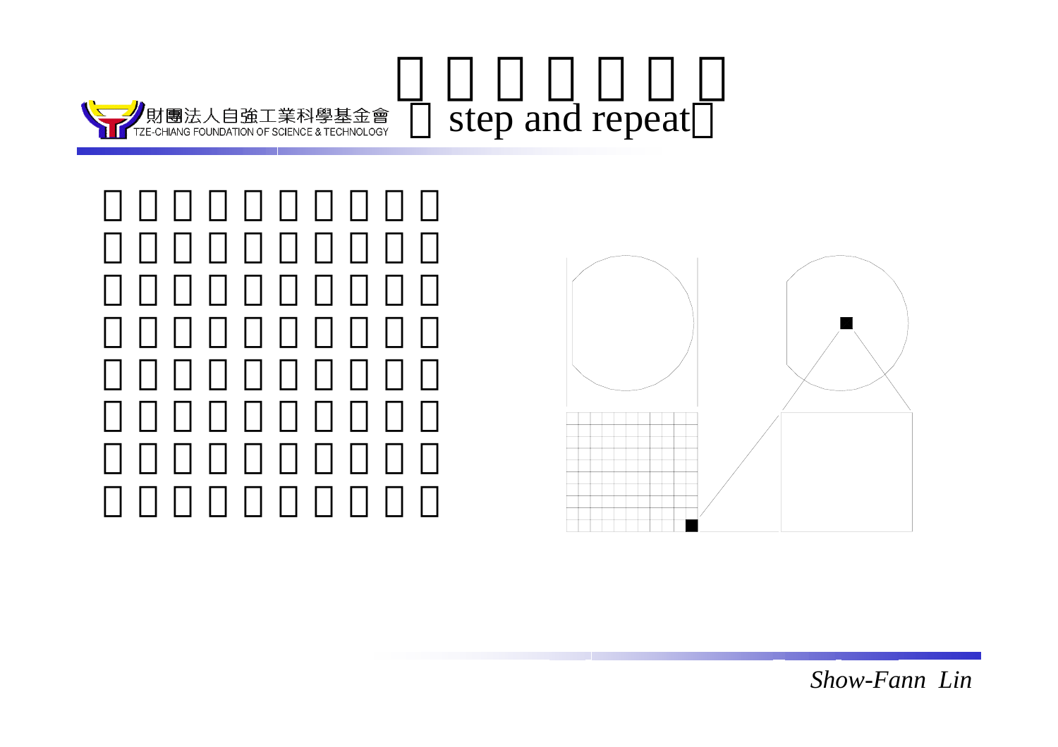# step and repeat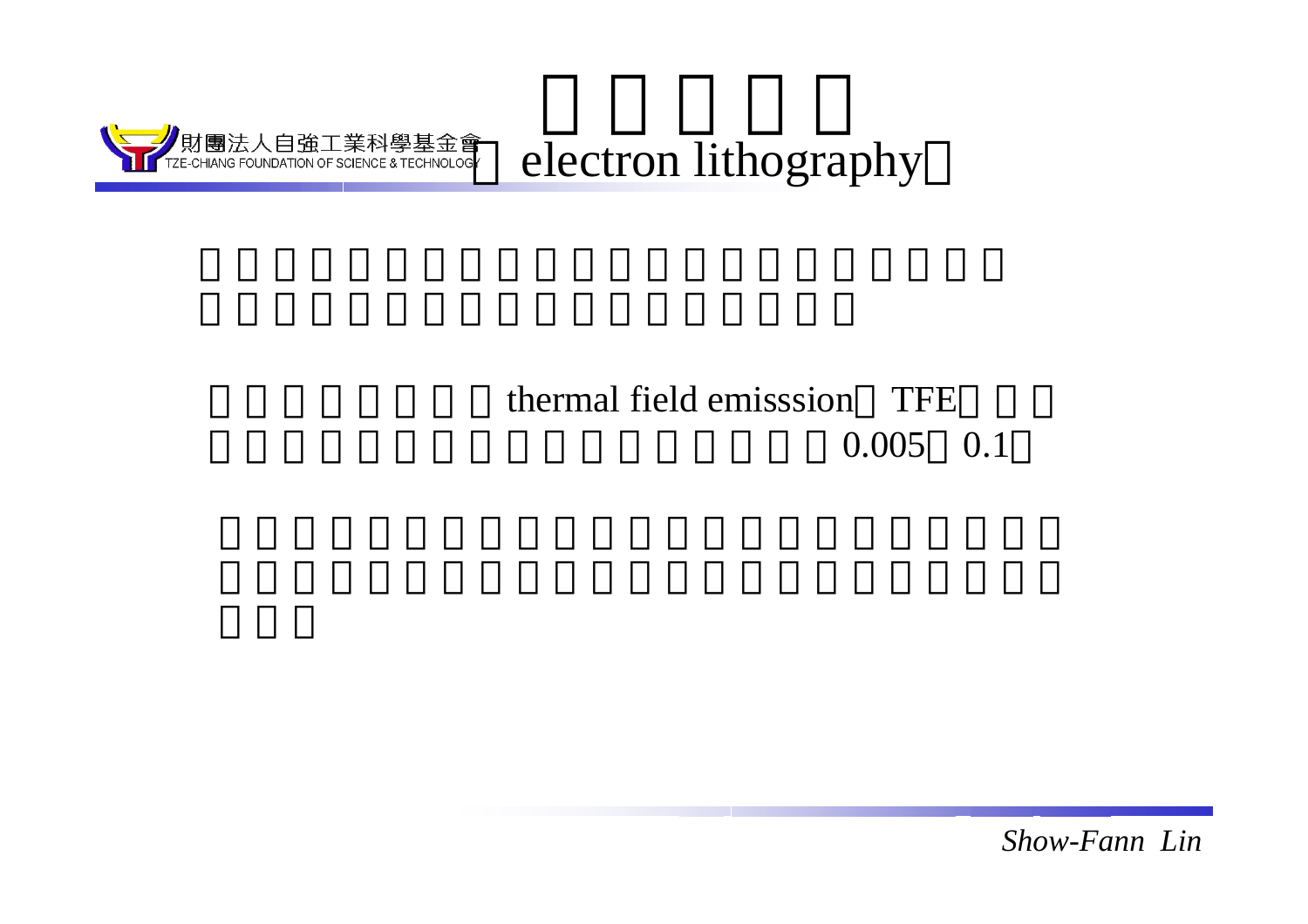# （electron lithography）

thermal field emisssion（TFE）

0.005～0.1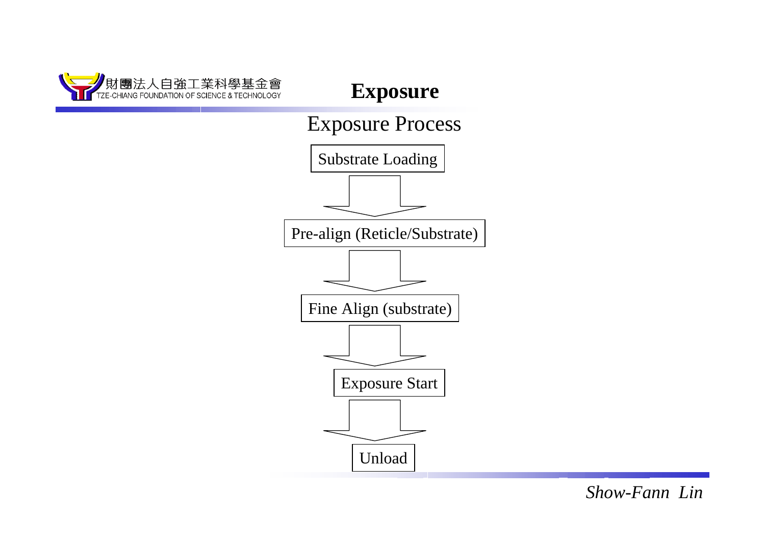# Exposure

## Exposure Process

Substrate Loading

↓

Pre-align (Reticle/Substrate)

↓

Fine Align (substrate)

↓

Exposure Start

↓

Unload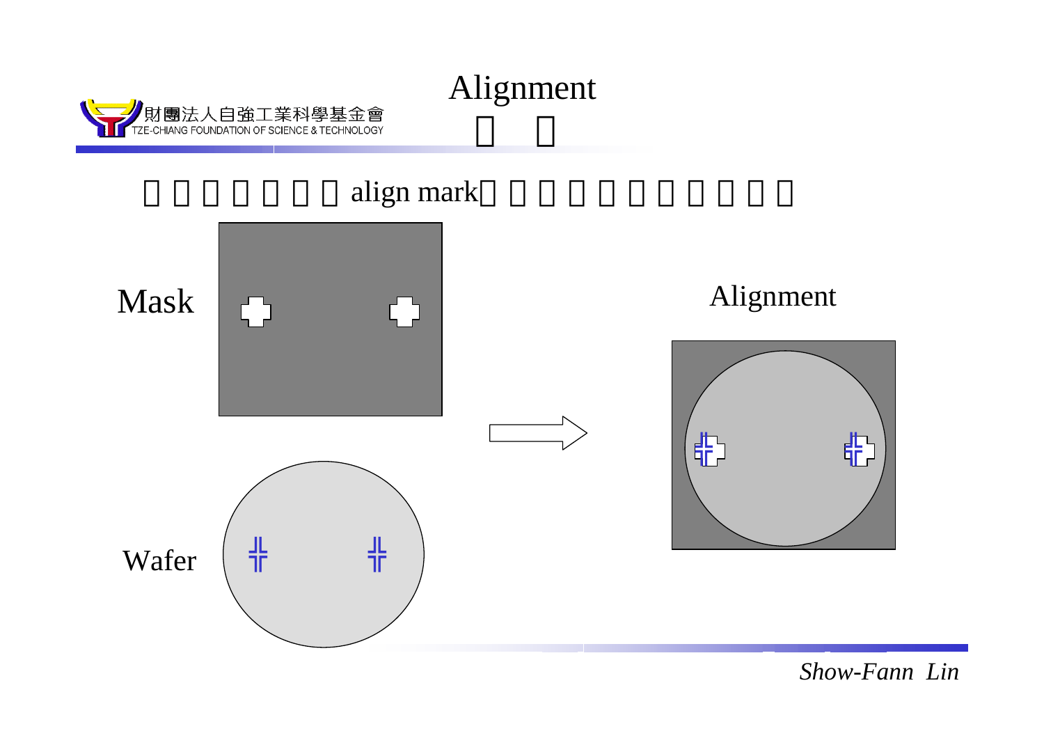# Alignment

□ □

□ □ □ □ □ □ □ align mark□ □ □ □ □ □ □ □ □ □ □

Mask

Wafer

Alignment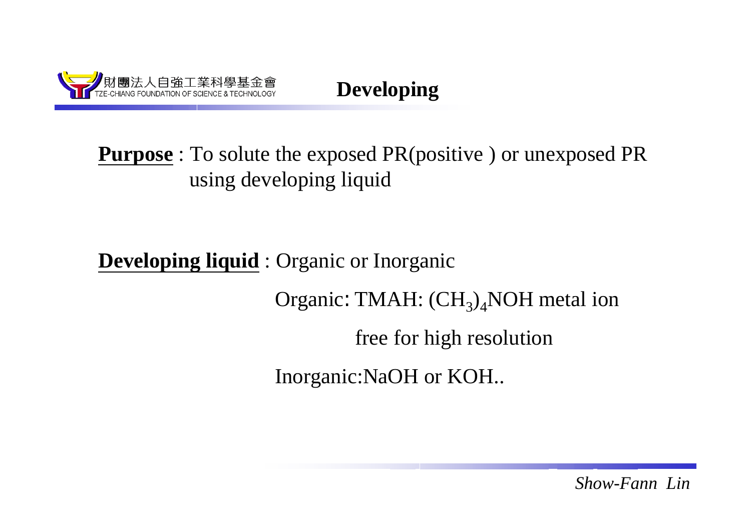# Developing

**Purpose** : To solute the exposed PR(positive ) or unexposed PR using developing liquid

**Developing liquid** : Organic or Inorganic

Organic: TMAH: $(CH_3)_4NOH$ metal ion free for high resolution

Inorganic:NaOH or KOH..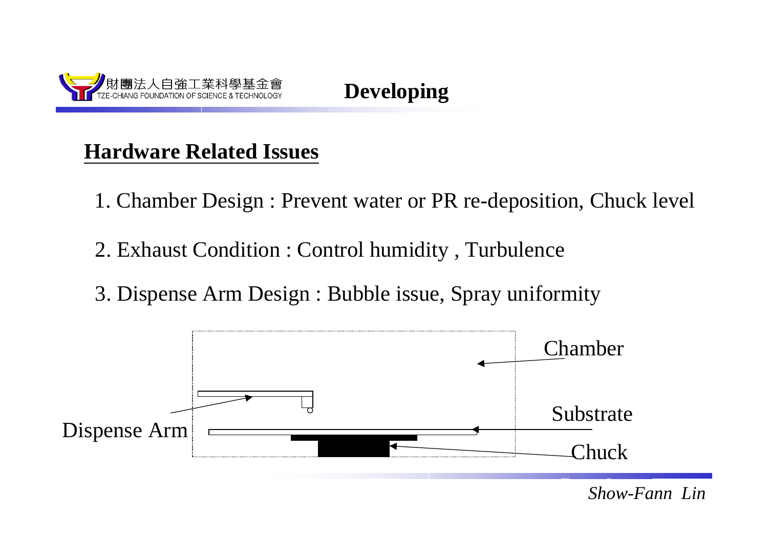# Developing

## Hardware Related Issues

1. Chamber Design : Prevent water or PR re-deposition, Chuck level

2. Exhaust Condition : Control humidity , Turbulence

3. Dispense Arm Design : Bubble issue, Spray uniformity

Chamber

Substrate

Dispense Arm

Chuck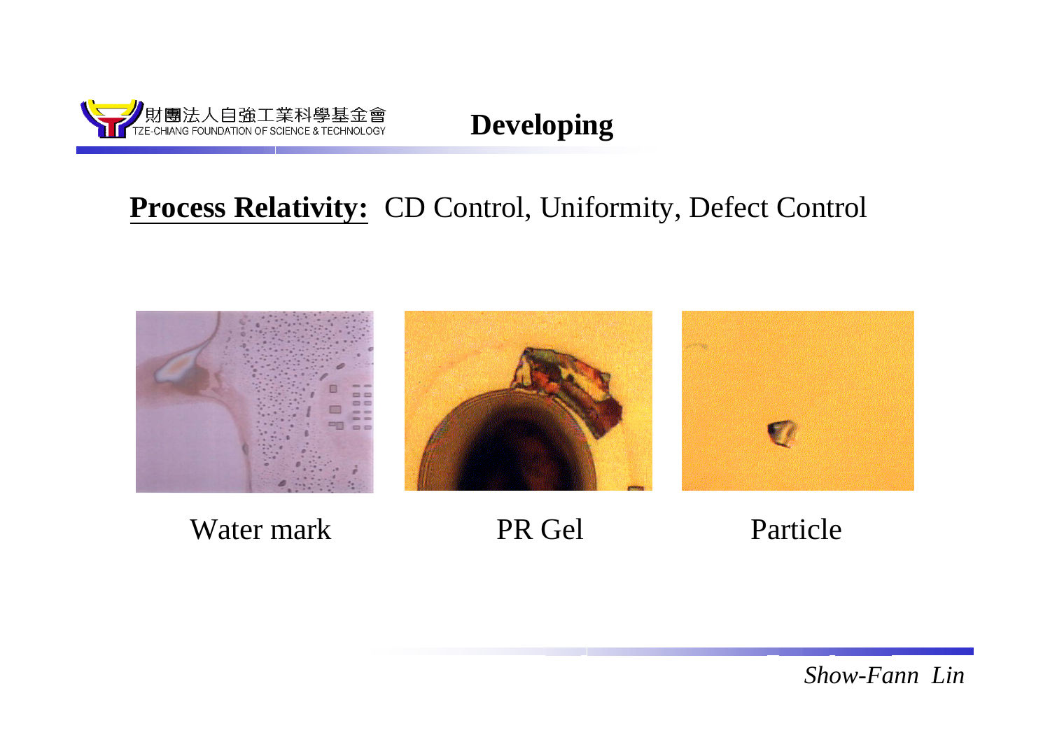# Developing

**Process Relativity:** CD Control, Uniformity, Defect Control

Water mark

PR Gel

Particle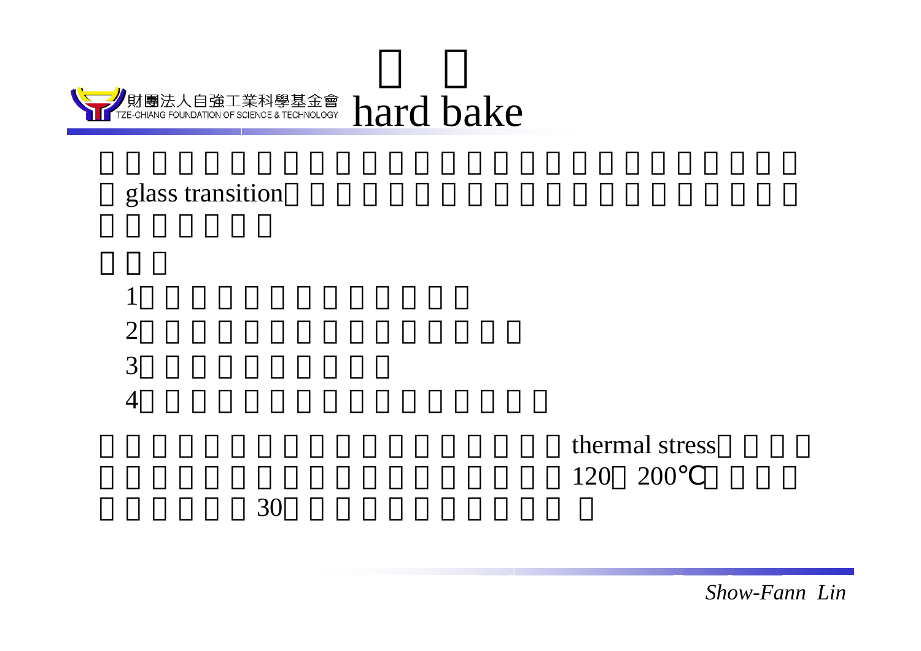# □ □ hard bake

□ □ □ □ □ □ □ □ □ □ □ □ □ □ □ □ □ □ □ □ □ □ □ □ □ □ □
□glass transition□ □ □ □ □ □ □ □ □ □ □ □ □ □ □ □ □ □ □ □
□ □ □ □ □ □ □

□ □ □

1□ □ □ □ □ □ □ □ □ □ □ □ □

2□ □ □ □ □ □ □ □ □ □ □ □ □ □ □

3□ □ □ □ □ □ □ □ □ □

4□ □ □ □ □ □ □ □ □ □ □ □ □ □ □ □

□ □ □ □ □ □ □ □ □ □ □ □ □ □ □ □ □ □thermal stress□ □ □ □
□ □ □ □ □ □ □ □ □ □ □ □ □ □ □ □ □ □120□200°C□ □ □ □
□ □ □ □ □ □30□ □ □ □ □ □ □ □ □ □ □